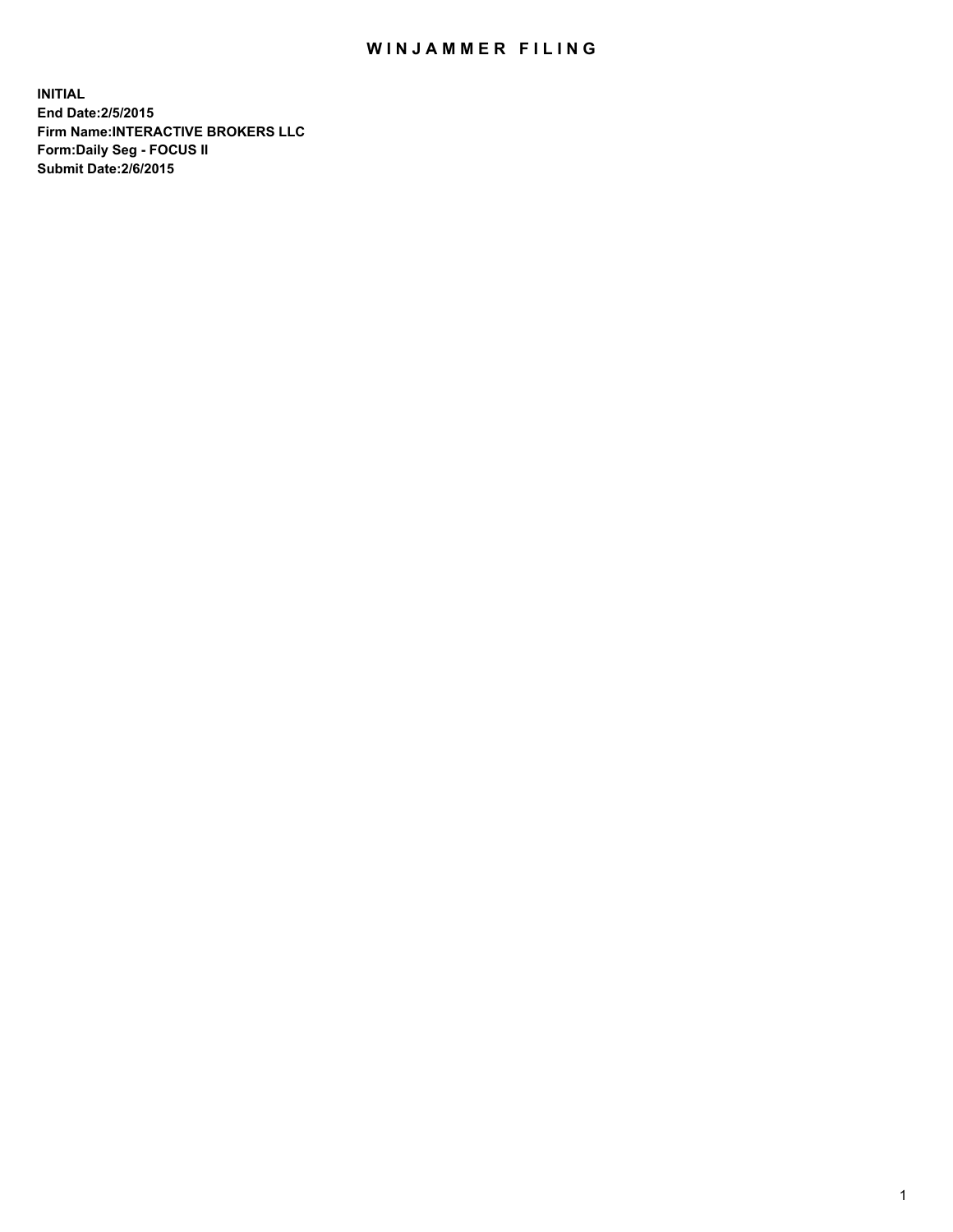# WINJAMMER FILING

**INITIAL**
**End Date:2/5/2015**
**Firm Name:INTERACTIVE BROKERS LLC**
**Form:Daily Seg - FOCUS II**
**Submit Date:2/6/2015**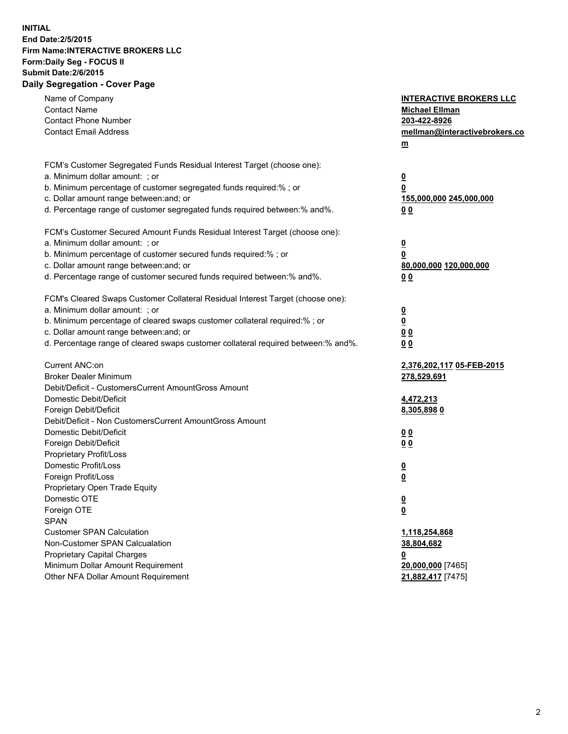**INITIAL**
**End Date:2/5/2015**
**Firm Name:INTERACTIVE BROKERS LLC**
**Form:Daily Seg - FOCUS II**
**Submit Date:2/6/2015**
**Daily Segregation - Cover Page**

| | |
|---|---|
| Name of Company | **INTERACTIVE BROKERS LLC** |
| Contact Name | **Michael Ellman** |
| Contact Phone Number | **203-422-8926** |
| Contact Email Address | **mellman@interactivebrokers.com** |
| FCM's Customer Segregated Funds Residual Interest Target (choose one): | |
| a. Minimum dollar amount: ; or | **0** |
| b. Minimum percentage of customer segregated funds required:% ; or | **0** |
| c. Dollar amount range between:and; or | **155,000,000 245,000,000** |
| d. Percentage range of customer segregated funds required between:% and%. | **0 0** |
| FCM's Customer Secured Amount Funds Residual Interest Target (choose one): | |
| a. Minimum dollar amount: ; or | **0** |
| b. Minimum percentage of customer secured funds required:% ; or | **0** |
| c. Dollar amount range between:and; or | **80,000,000 120,000,000** |
| d. Percentage range of customer secured funds required between:% and%. | **0 0** |
| FCM's Cleared Swaps Customer Collateral Residual Interest Target (choose one): | |
| a. Minimum dollar amount: ; or | **0** |
| b. Minimum percentage of cleared swaps customer collateral required:% ; or | **0** |
| c. Dollar amount range between:and; or | **0 0** |
| d. Percentage range of cleared swaps customer collateral required between:% and%. | **0 0** |
| Current ANC:on | **2,376,202,117 05-FEB-2015** |
| Broker Dealer Minimum | **278,529,691** |
| Debit/Deficit - CustomersCurrent AmountGross Amount | |
| Domestic Debit/Deficit | **4,472,213** |
| Foreign Debit/Deficit | **8,305,898 0** |
| Debit/Deficit - Non CustomersCurrent AmountGross Amount | |
| Domestic Debit/Deficit | **0 0** |
| Foreign Debit/Deficit | **0 0** |
| Proprietary Profit/Loss | |
| Domestic Profit/Loss | **0** |
| Foreign Profit/Loss | **0** |
| Proprietary Open Trade Equity | |
| Domestic OTE | **0** |
| Foreign OTE | **0** |
| SPAN | |
| Customer SPAN Calculation | **1,118,254,868** |
| Non-Customer SPAN Calcualation | **38,804,682** |
| Proprietary Capital Charges | **0** |
| Minimum Dollar Amount Requirement | **20,000,000** [7465] |
| Other NFA Dollar Amount Requirement | **21,882,417** [7475] |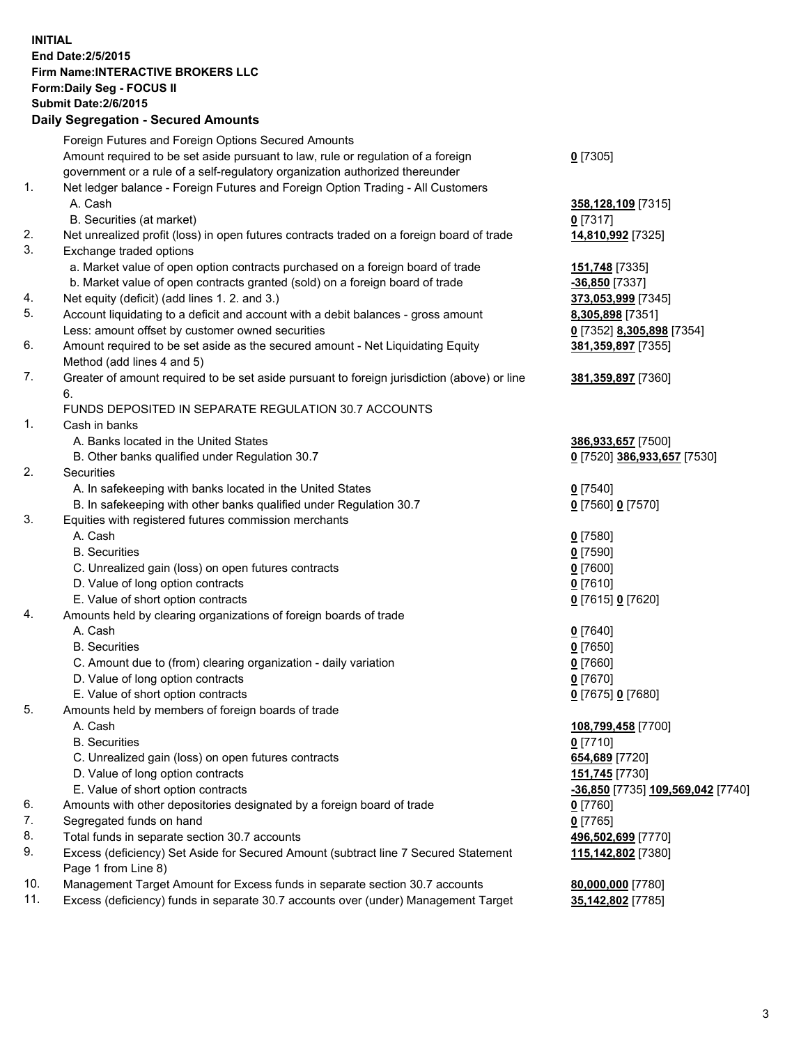**INITIAL**
**End Date:2/5/2015**
**Firm Name:INTERACTIVE BROKERS LLC**
**Form:Daily Seg - FOCUS II**
**Submit Date:2/6/2015**

## Daily Segregation - Secured Amounts

| | | |
|---|---|---|
| | Foreign Futures and Foreign Options Secured Amounts | |
| | Amount required to be set aside pursuant to law, rule or regulation of a foreign government or a rule of a self-regulatory organization authorized thereunder | **0** [7305] |
| 1. | Net ledger balance - Foreign Futures and Foreign Option Trading - All Customers | |
| | A. Cash | **358,128,109** [7315] |
| | B. Securities (at market) | **0** [7317] |
| 2. | Net unrealized profit (loss) in open futures contracts traded on a foreign board of trade | **14,810,992** [7325] |
| 3. | Exchange traded options | |
| | a. Market value of open option contracts purchased on a foreign board of trade | **151,748** [7335] |
| | b. Market value of open contracts granted (sold) on a foreign board of trade | **-36,850** [7337] |
| 4. | Net equity (deficit) (add lines 1. 2. and 3.) | **373,053,999** [7345] |
| 5. | Account liquidating to a deficit and account with a debit balances - gross amount | **8,305,898** [7351] |
| | Less: amount offset by customer owned securities | **0** [7352] **8,305,898** [7354] |
| 6. | Amount required to be set aside as the secured amount - Net Liquidating Equity Method (add lines 4 and 5) | **381,359,897** [7355] |
| 7. | Greater of amount required to be set aside pursuant to foreign jurisdiction (above) or line 6. | **381,359,897** [7360] |
| | FUNDS DEPOSITED IN SEPARATE REGULATION 30.7 ACCOUNTS | |
| 1. | Cash in banks | |
| | A. Banks located in the United States | **386,933,657** [7500] |
| | B. Other banks qualified under Regulation 30.7 | **0** [7520] **386,933,657** [7530] |
| 2. | Securities | |
| | A. In safekeeping with banks located in the United States | **0** [7540] |
| | B. In safekeeping with other banks qualified under Regulation 30.7 | **0** [7560] **0** [7570] |
| 3. | Equities with registered futures commission merchants | |
| | A. Cash | **0** [7580] |
| | B. Securities | **0** [7590] |
| | C. Unrealized gain (loss) on open futures contracts | **0** [7600] |
| | D. Value of long option contracts | **0** [7610] |
| | E. Value of short option contracts | **0** [7615] **0** [7620] |
| 4. | Amounts held by clearing organizations of foreign boards of trade | |
| | A. Cash | **0** [7640] |
| | B. Securities | **0** [7650] |
| | C. Amount due to (from) clearing organization - daily variation | **0** [7660] |
| | D. Value of long option contracts | **0** [7670] |
| | E. Value of short option contracts | **0** [7675] **0** [7680] |
| 5. | Amounts held by members of foreign boards of trade | |
| | A. Cash | **108,799,458** [7700] |
| | B. Securities | **0** [7710] |
| | C. Unrealized gain (loss) on open futures contracts | **654,689** [7720] |
| | D. Value of long option contracts | **151,745** [7730] |
| | E. Value of short option contracts | **-36,850** [7735] **109,569,042** [7740] |
| 6. | Amounts with other depositories designated by a foreign board of trade | **0** [7760] |
| 7. | Segregated funds on hand | **0** [7765] |
| 8. | Total funds in separate section 30.7 accounts | **496,502,699** [7770] |
| 9. | Excess (deficiency) Set Aside for Secured Amount (subtract line 7 Secured Statement Page 1 from Line 8) | **115,142,802** [7380] |
| 10. | Management Target Amount for Excess funds in separate section 30.7 accounts | **80,000,000** [7780] |
| 11. | Excess (deficiency) funds in separate 30.7 accounts over (under) Management Target | **35,142,802** [7785] |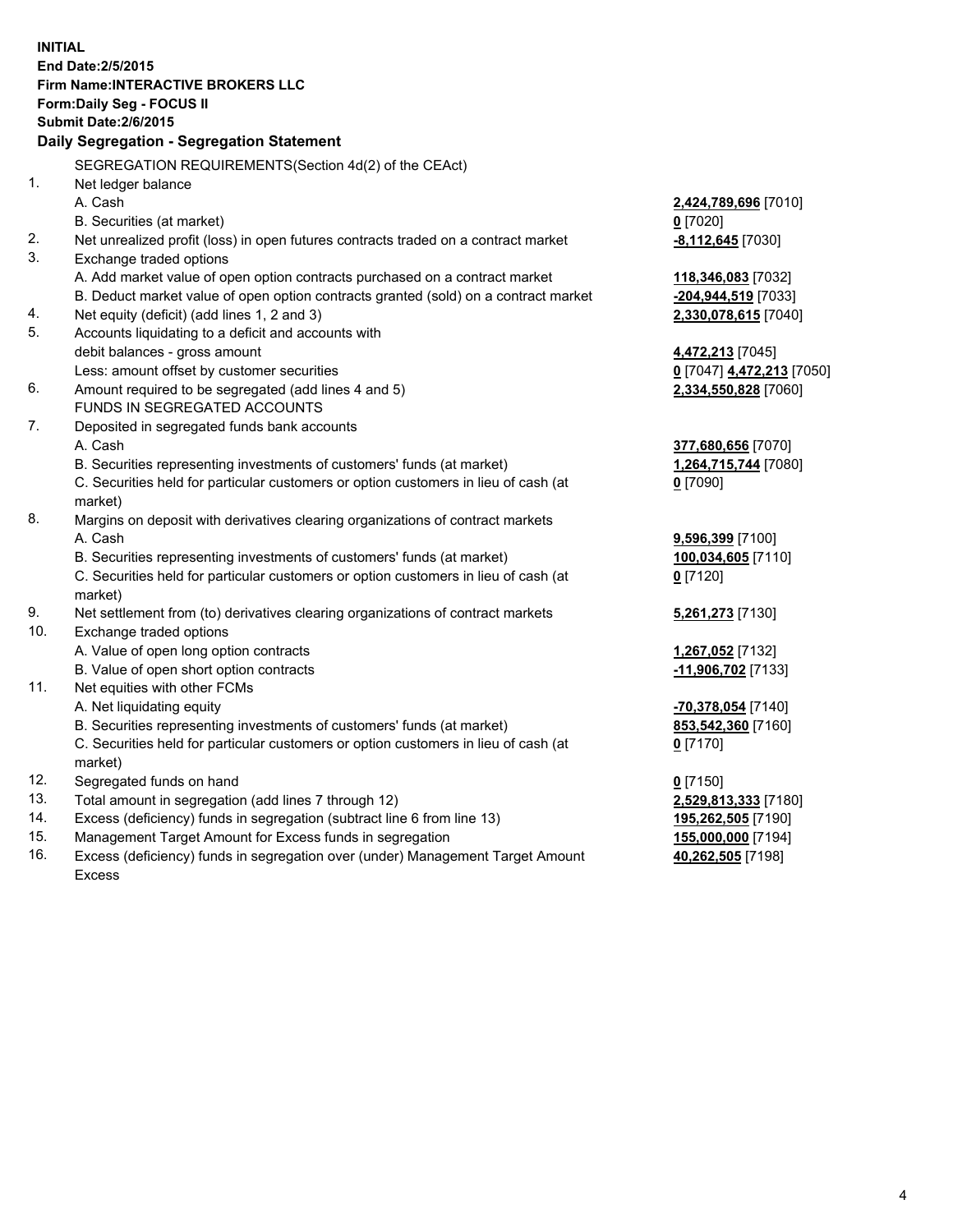**INITIAL**
**End Date:2/5/2015**
**Firm Name:INTERACTIVE BROKERS LLC**
**Form:Daily Seg - FOCUS II**
**Submit Date:2/6/2015**

**Daily Segregation - Segregation Statement**

| | | |
|---|---|---|
| | SEGREGATION REQUIREMENTS(Section 4d(2) of the CEAct) | |
| 1. | Net ledger balance | |
| | A. Cash | **2,424,789,696** [7010] |
| | B. Securities (at market) | **0** [7020] |
| 2. | Net unrealized profit (loss) in open futures contracts traded on a contract market | **-8,112,645** [7030] |
| 3. | Exchange traded options | |
| | A. Add market value of open option contracts purchased on a contract market | **118,346,083** [7032] |
| | B. Deduct market value of open option contracts granted (sold) on a contract market | **-204,944,519** [7033] |
| 4. | Net equity (deficit) (add lines 1, 2 and 3) | **2,330,078,615** [7040] |
| 5. | Accounts liquidating to a deficit and accounts with debit balances - gross amount | **4,472,213** [7045] |
| | Less: amount offset by customer securities | **0** [7047] **4,472,213** [7050] |
| 6. | Amount required to be segregated (add lines 4 and 5) | **2,334,550,828** [7060] |
| | FUNDS IN SEGREGATED ACCOUNTS | |
| 7. | Deposited in segregated funds bank accounts | |
| | A. Cash | **377,680,656** [7070] |
| | B. Securities representing investments of customers' funds (at market) | **1,264,715,744** [7080] |
| | C. Securities held for particular customers or option customers in lieu of cash (at market) | **0** [7090] |
| 8. | Margins on deposit with derivatives clearing organizations of contract markets | |
| | A. Cash | **9,596,399** [7100] |
| | B. Securities representing investments of customers' funds (at market) | **100,034,605** [7110] |
| | C. Securities held for particular customers or option customers in lieu of cash (at market) | **0** [7120] |
| 9. | Net settlement from (to) derivatives clearing organizations of contract markets | **5,261,273** [7130] |
| 10. | Exchange traded options | |
| | A. Value of open long option contracts | **1,267,052** [7132] |
| | B. Value of open short option contracts | **-11,906,702** [7133] |
| 11. | Net equities with other FCMs | |
| | A. Net liquidating equity | **-70,378,054** [7140] |
| | B. Securities representing investments of customers' funds (at market) | **853,542,360** [7160] |
| | C. Securities held for particular customers or option customers in lieu of cash (at market) | **0** [7170] |
| 12. | Segregated funds on hand | **0** [7150] |
| 13. | Total amount in segregation (add lines 7 through 12) | **2,529,813,333** [7180] |
| 14. | Excess (deficiency) funds in segregation (subtract line 6 from line 13) | **195,262,505** [7190] |
| 15. | Management Target Amount for Excess funds in segregation | **155,000,000** [7194] |
| 16. | Excess (deficiency) funds in segregation over (under) Management Target Amount Excess | **40,262,505** [7198] |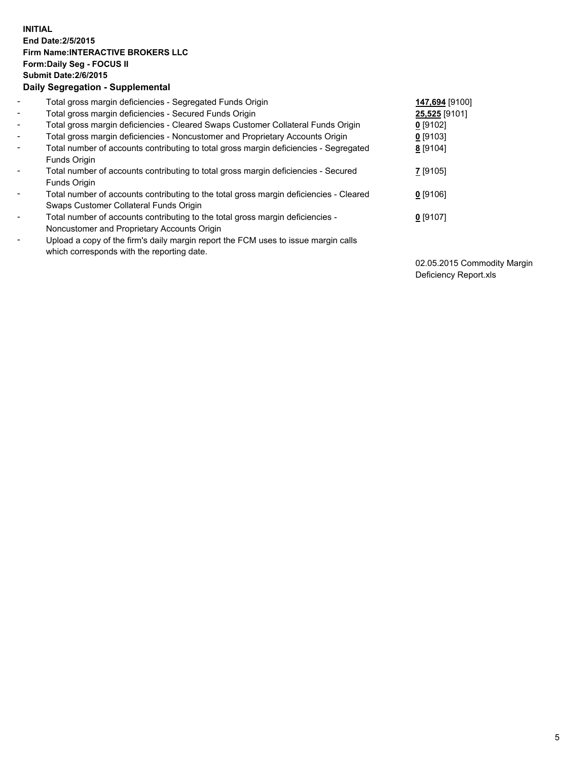**INITIAL**
**End Date:2/5/2015**
**Firm Name:INTERACTIVE BROKERS LLC**
**Form:Daily Seg - FOCUS II**
**Submit Date:2/6/2015**

**Daily Segregation - Supplemental**

| | | |
|---|---|---|
| - | Total gross margin deficiencies - Segregated Funds Origin | **147,694** [9100] |
| - | Total gross margin deficiencies - Secured Funds Origin | **25,525** [9101] |
| - | Total gross margin deficiencies - Cleared Swaps Customer Collateral Funds Origin | **0** [9102] |
| - | Total gross margin deficiencies - Noncustomer and Proprietary Accounts Origin | **0** [9103] |
| - | Total number of accounts contributing to total gross margin deficiencies - Segregated Funds Origin | **8** [9104] |
| - | Total number of accounts contributing to total gross margin deficiencies - Secured Funds Origin | **7** [9105] |
| - | Total number of accounts contributing to the total gross margin deficiencies - Cleared Swaps Customer Collateral Funds Origin | **0** [9106] |
| - | Total number of accounts contributing to the total gross margin deficiencies - Noncustomer and Proprietary Accounts Origin | **0** [9107] |
| - | Upload a copy of the firm's daily margin report the FCM uses to issue margin calls which corresponds with the reporting date. | 02.05.2015 Commodity Margin Deficiency Report.xls |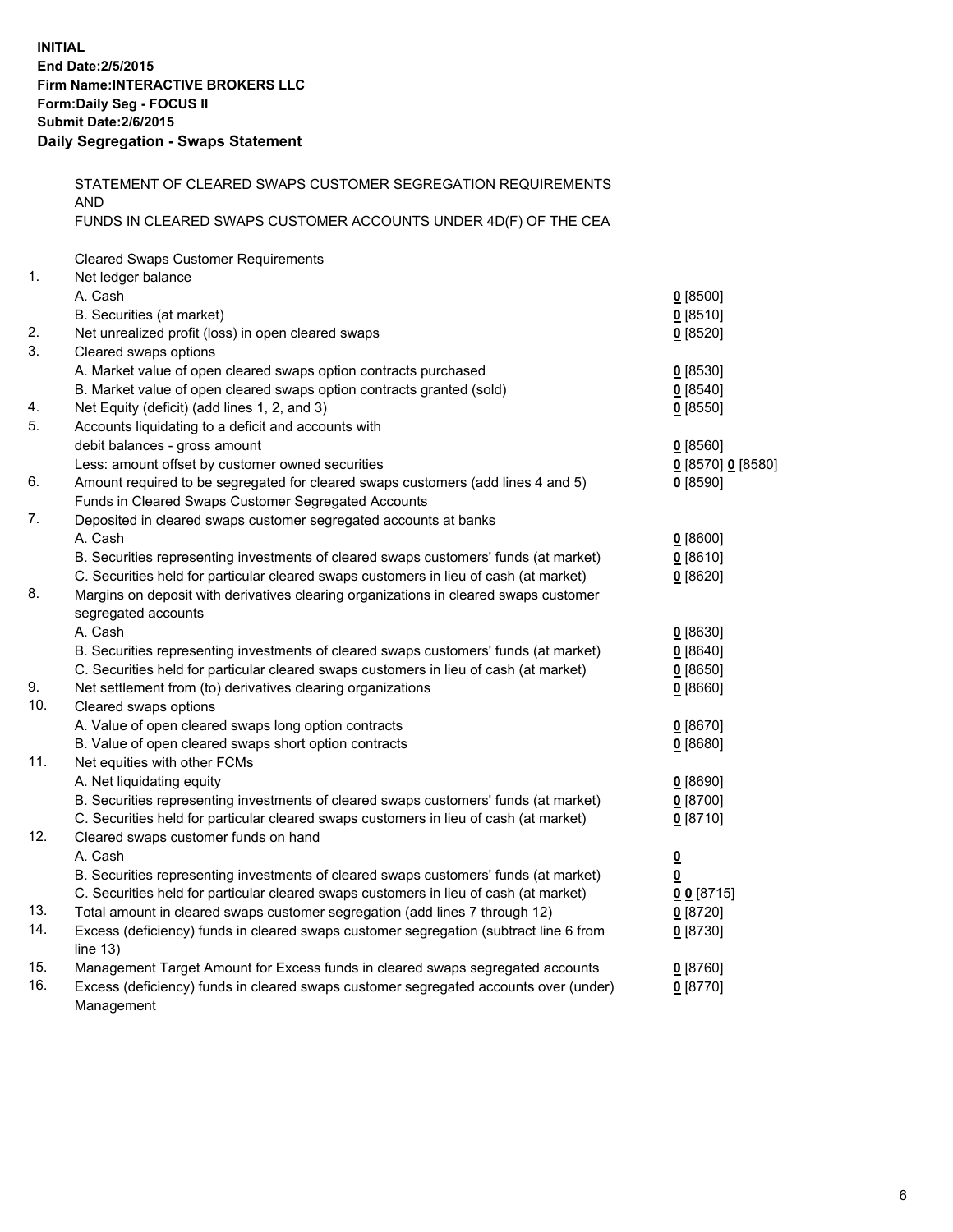**INITIAL**
**End Date:2/5/2015**
**Firm Name:INTERACTIVE BROKERS LLC**
**Form:Daily Seg - FOCUS II**
**Submit Date:2/6/2015**
**Daily Segregation - Swaps Statement**

STATEMENT OF CLEARED SWAPS CUSTOMER SEGREGATION REQUIREMENTS AND FUNDS IN CLEARED SWAPS CUSTOMER ACCOUNTS UNDER 4D(F) OF THE CEA

| | | |
|---|---|---|
| | Cleared Swaps Customer Requirements | |
| 1. | Net ledger balance | |
| | A. Cash | 0 [8500] |
| | B. Securities (at market) | 0 [8510] |
| 2. | Net unrealized profit (loss) in open cleared swaps | 0 [8520] |
| 3. | Cleared swaps options | |
| | A. Market value of open cleared swaps option contracts purchased | 0 [8530] |
| | B. Market value of open cleared swaps option contracts granted (sold) | 0 [8540] |
| 4. | Net Equity (deficit) (add lines 1, 2, and 3) | 0 [8550] |
| 5. | Accounts liquidating to a deficit and accounts with debit balances - gross amount | 0 [8560] |
| | Less: amount offset by customer owned securities | 0 [8570] 0 [8580] |
| 6. | Amount required to be segregated for cleared swaps customers (add lines 4 and 5) | 0 [8590] |
| | Funds in Cleared Swaps Customer Segregated Accounts | |
| 7. | Deposited in cleared swaps customer segregated accounts at banks | |
| | A. Cash | 0 [8600] |
| | B. Securities representing investments of cleared swaps customers' funds (at market) | 0 [8610] |
| | C. Securities held for particular cleared swaps customers in lieu of cash (at market) | 0 [8620] |
| 8. | Margins on deposit with derivatives clearing organizations in cleared swaps customer segregated accounts | |
| | A. Cash | 0 [8630] |
| | B. Securities representing investments of cleared swaps customers' funds (at market) | 0 [8640] |
| | C. Securities held for particular cleared swaps customers in lieu of cash (at market) | 0 [8650] |
| 9. | Net settlement from (to) derivatives clearing organizations | 0 [8660] |
| 10. | Cleared swaps options | |
| | A. Value of open cleared swaps long option contracts | 0 [8670] |
| | B. Value of open cleared swaps short option contracts | 0 [8680] |
| 11. | Net equities with other FCMs | |
| | A. Net liquidating equity | 0 [8690] |
| | B. Securities representing investments of cleared swaps customers' funds (at market) | 0 [8700] |
| | C. Securities held for particular cleared swaps customers in lieu of cash (at market) | 0 [8710] |
| 12. | Cleared swaps customer funds on hand | |
| | A. Cash | 0 |
| | B. Securities representing investments of cleared swaps customers' funds (at market) | 0 |
| | C. Securities held for particular cleared swaps customers in lieu of cash (at market) | 0 0 [8715] |
| 13. | Total amount in cleared swaps customer segregation (add lines 7 through 12) | 0 [8720] |
| 14. | Excess (deficiency) funds in cleared swaps customer segregation (subtract line 6 from line 13) | 0 [8730] |
| 15. | Management Target Amount for Excess funds in cleared swaps segregated accounts | 0 [8760] |
| 16. | Excess (deficiency) funds in cleared swaps customer segregated accounts over (under) Management | 0 [8770] |